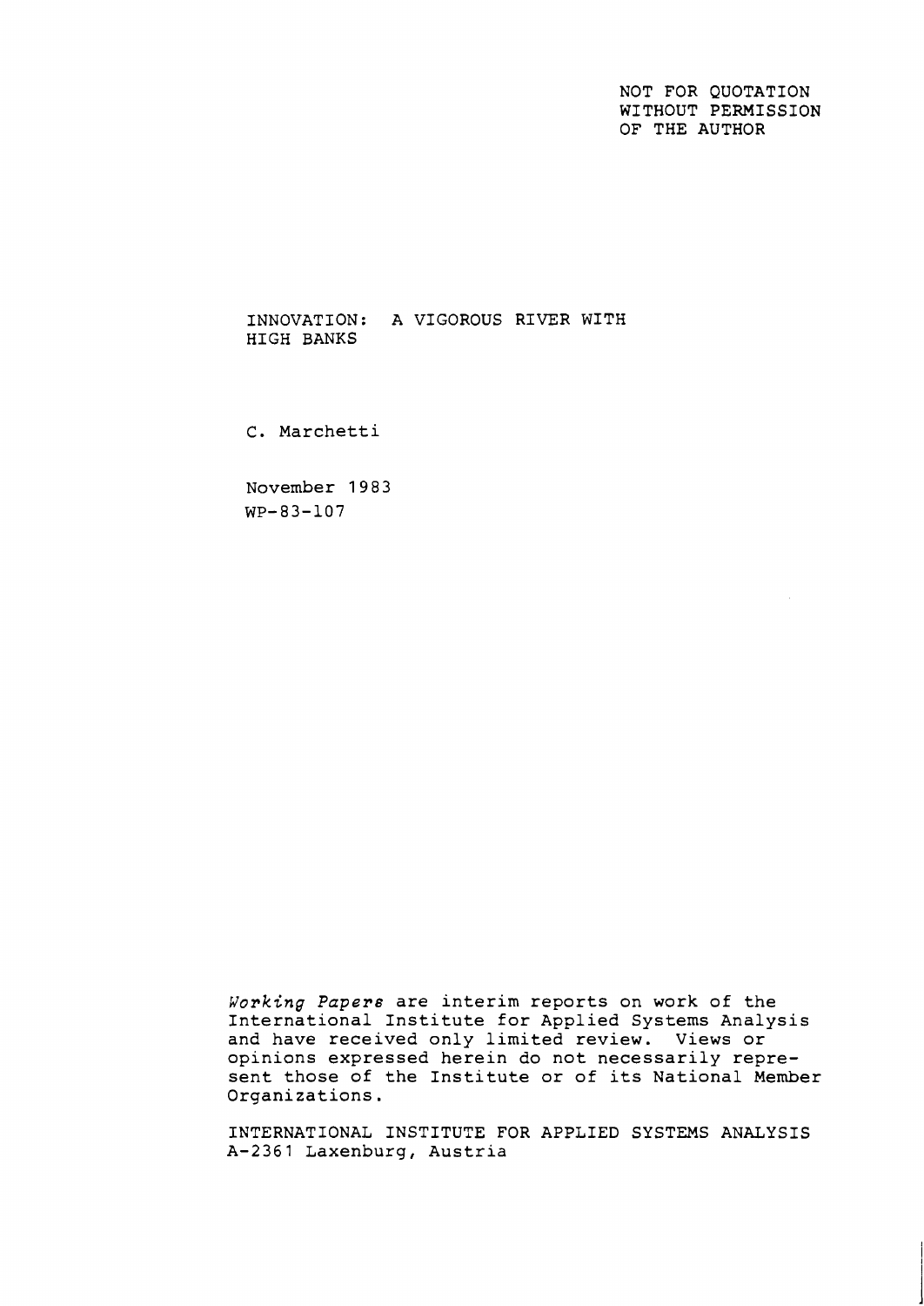NOT FOR QUOTATION
WITHOUT PERMISSION
OF THE AUTHOR

# INNOVATION: A VIGOROUS RIVER WITH HIGH BANKS

C. Marchetti

November 1983
WP-83-107

*Working Papers* are interim reports on work of the International Institute for Applied Systems Analysis and have received only limited review. Views or opinions expressed herein do not necessarily represent those of the Institute or of its National Member Organizations.

INTERNATIONAL INSTITUTE FOR APPLIED SYSTEMS ANALYSIS
A-2361 Laxenburg, Austria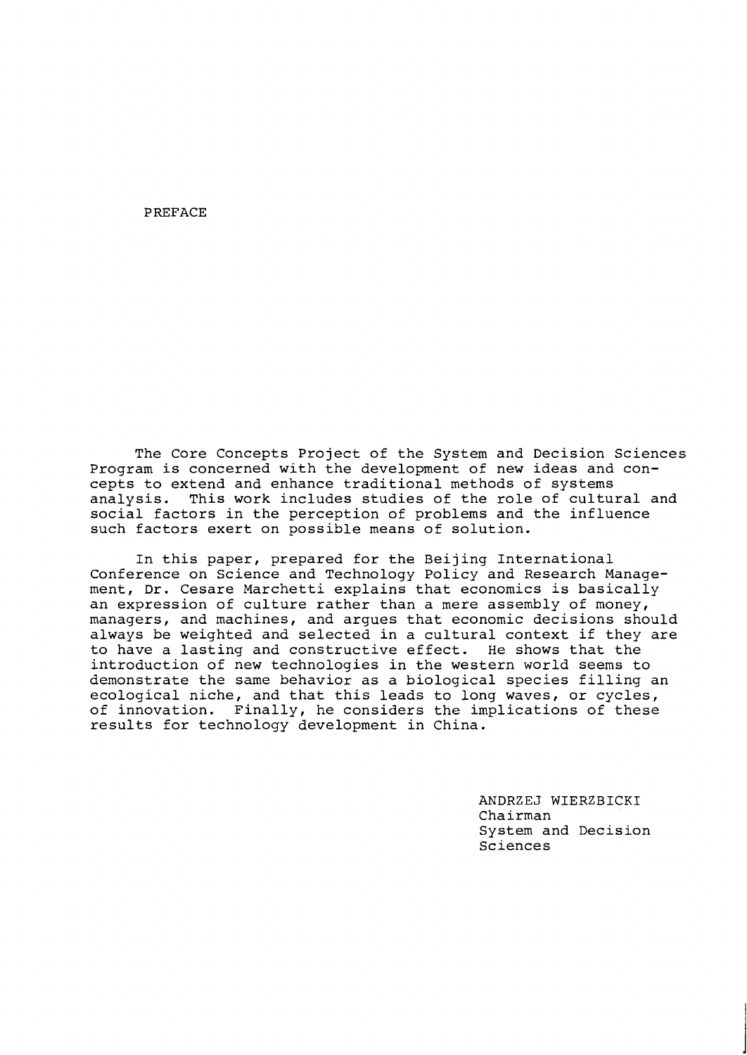# PREFACE

The Core Concepts Project of the System and Decision Sciences Program is concerned with the development of new ideas and concepts to extend and enhance traditional methods of systems analysis. This work includes studies of the role of cultural and social factors in the perception of problems and the influence such factors exert on possible means of solution.

In this paper, prepared for the Beijing International Conference on Science and Technology Policy and Research Management, Dr. Cesare Marchetti explains that economics is basically an expression of culture rather than a mere assembly of money, managers, and machines, and argues that economic decisions should always be weighted and selected in a cultural context if they are to have a lasting and constructive effect. He shows that the introduction of new technologies in the western world seems to demonstrate the same behavior as a biological species filling an ecological niche, and that this leads to long waves, or cycles, of innovation. Finally, he considers the implications of these results for technology development in China.

ANDRZEJ WIERZBICKI
Chairman
System and Decision Sciences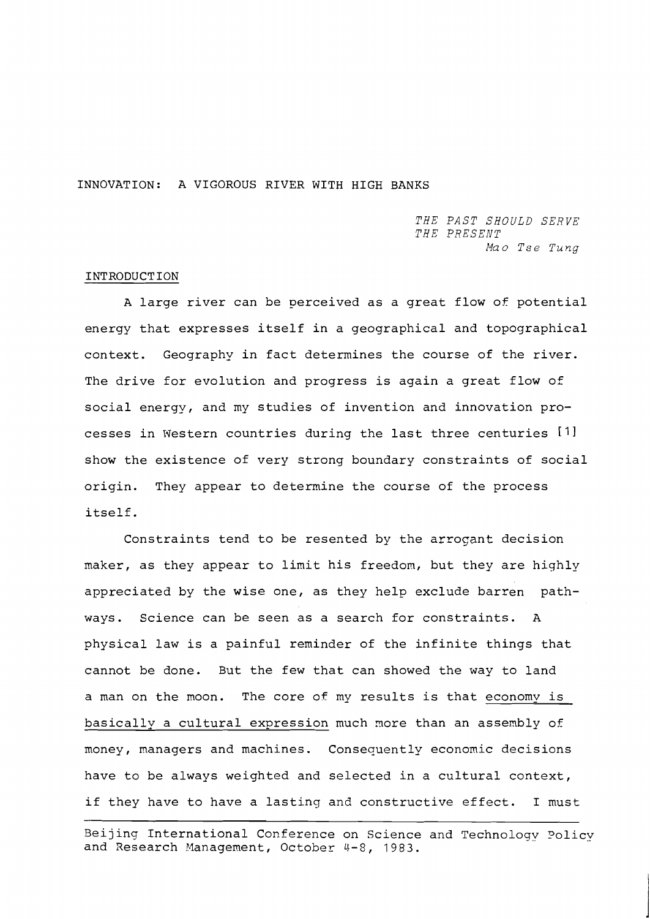# INNOVATION: A VIGOROUS RIVER WITH HIGH BANKS

*THE PAST SHOULD SERVE THE PRESENT*
*Mao Tse Tung*

## INTRODUCTION

A large river can be perceived as a great flow of potential energy that expresses itself in a geographical and topographical context. Geography in fact determines the course of the river. The drive for evolution and progress is again a great flow of social energy, and my studies of invention and innovation processes in Western countries during the last three centuries [1] show the existence of very strong boundary constraints of social origin. They appear to determine the course of the process itself.

Constraints tend to be resented by the arrogant decision maker, as they appear to limit his freedom, but they are highly appreciated by the wise one, as they help exclude barren pathways. Science can be seen as a search for constraints. A physical law is a painful reminder of the infinite things that cannot be done. But the few that can showed the way to land a man on the moon. The core of my results is that <u>economy is basically a cultural expression</u> much more than an assembly of money, managers and machines. Consequently economic decisions have to be always weighted and selected in a cultural context, if they have to have a lasting and constructive effect. I must

---

Beijing International Conference on Science and Technology Policy and Research Management, October 4-8, 1983.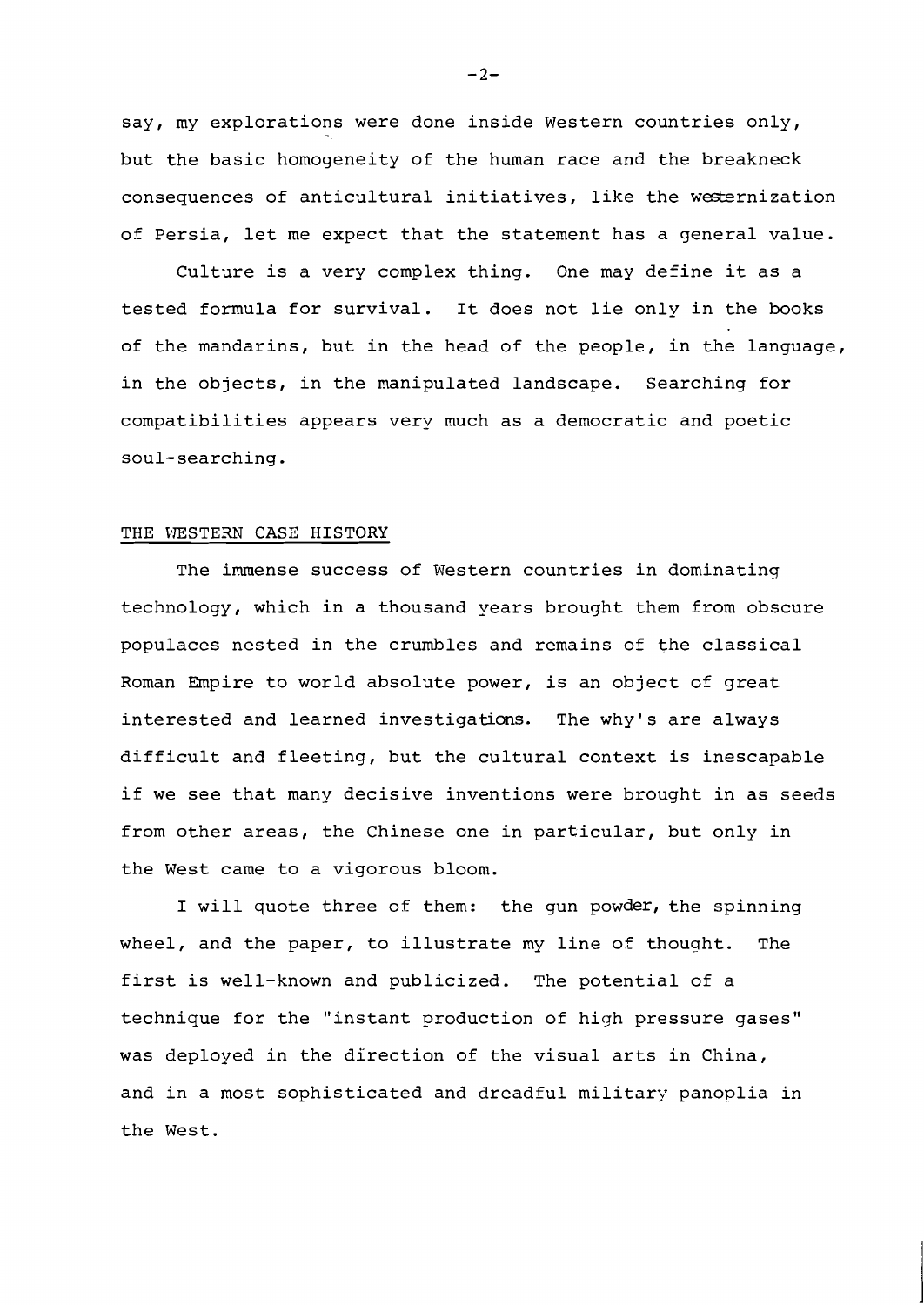say, my explorations were done inside Western countries only, but the basic homogeneity of the human race and the breakneck consequences of anticultural initiatives, like the westernization of Persia, let me expect that the statement has a general value.

Culture is a very complex thing. One may define it as a tested formula for survival. It does not lie only in the books of the mandarins, but in the head of the people, in the language, in the objects, in the manipulated landscape. Searching for compatibilities appears very much as a democratic and poetic soul-searching.

## THE WESTERN CASE HISTORY

The immense success of Western countries in dominating technology, which in a thousand years brought them from obscure populaces nested in the crumbles and remains of the classical Roman Empire to world absolute power, is an object of great interested and learned investigations. The why's are always difficult and fleeting, but the cultural context is inescapable if we see that many decisive inventions were brought in as seeds from other areas, the Chinese one in particular, but only in the West came to a vigorous bloom.

I will quote three of them: the gun powder, the spinning wheel, and the paper, to illustrate my line of thought. The first is well-known and publicized. The potential of a technique for the "instant production of high pressure gases" was deployed in the direction of the visual arts in China, and in a most sophisticated and dreadful military panoplia in the West.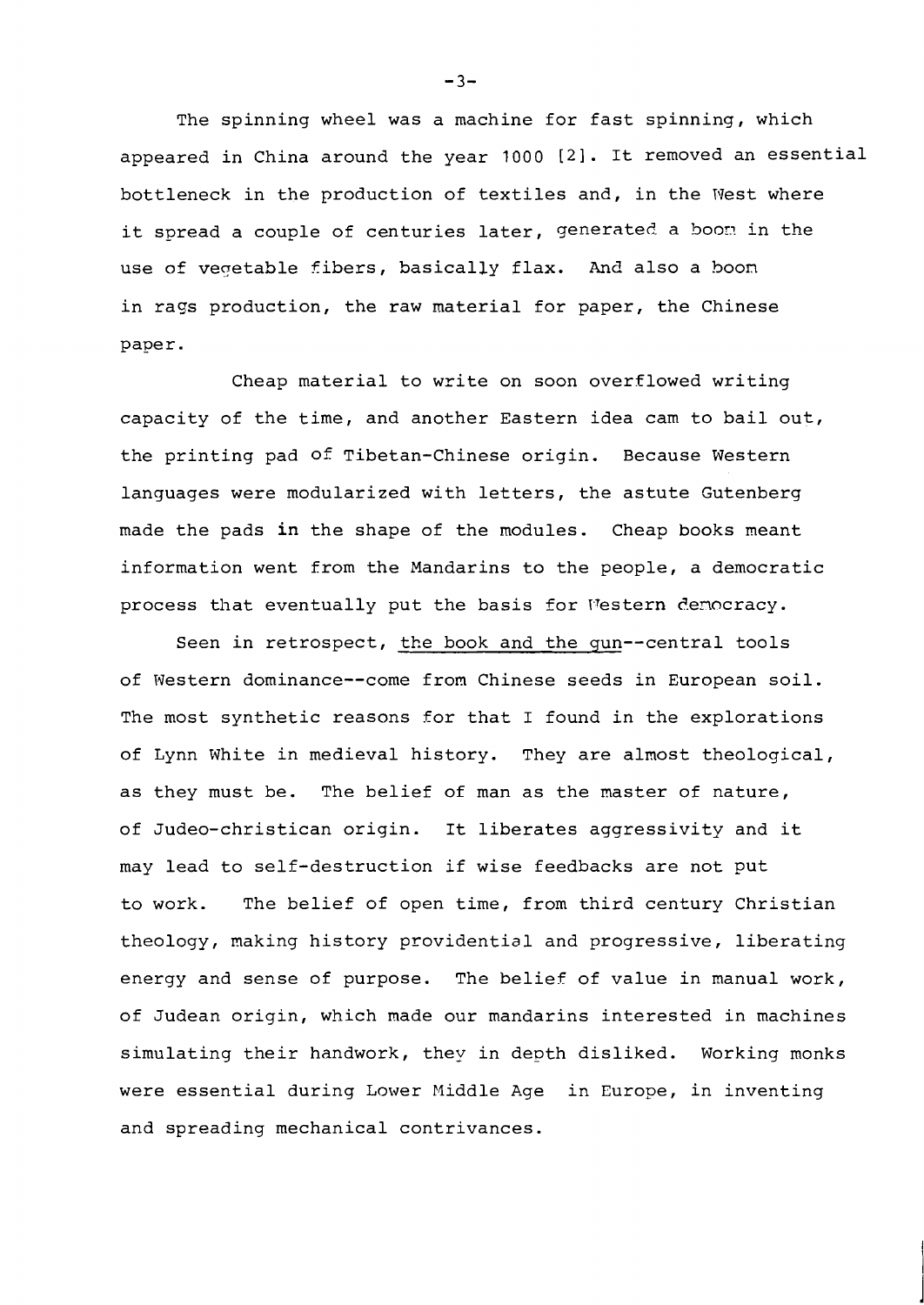The spinning wheel was a machine for fast spinning, which appeared in China around the year 1000 [2]. It removed an essential bottleneck in the production of textiles and, in the West where it spread a couple of centuries later, generated a boom in the use of vegetable fibers, basically flax. And also a boon in rags production, the raw material for paper, the Chinese paper.

Cheap material to write on soon overflowed writing capacity of the time, and another Eastern idea cam to bail out, the printing pad of Tibetan-Chinese origin. Because Western languages were modularized with letters, the astute Gutenberg made the pads in the shape of the modules. Cheap books meant information went from the Mandarins to the people, a democratic process that eventually put the basis for Western democracy.

Seen in retrospect, <u>the book and the gun</u>--central tools of Western dominance--come from Chinese seeds in European soil. The most synthetic reasons for that I found in the explorations of Lynn White in medieval history. They are almost theological, as they must be. The belief of man as the master of nature, of Judeo-christican origin. It liberates aggressivity and it may lead to self-destruction if wise feedbacks are not put to work. The belief of open time, from third century Christian theology, making history providential and progressive, liberating energy and sense of purpose. The belief of value in manual work, of Judean origin, which made our mandarins interested in machines simulating their handwork, they in depth disliked. Working monks were essential during Lower Middle Age in Europe, in inventing and spreading mechanical contrivances.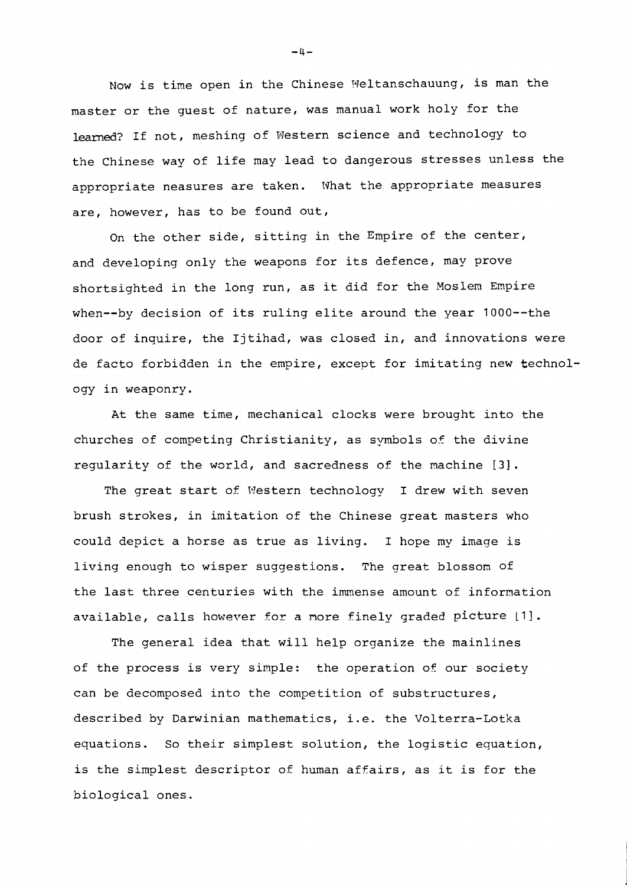Now is time open in the Chinese Weltanschauung, is man the master or the guest of nature, was manual work holy for the learned? If not, meshing of Western science and technology to the Chinese way of life may lead to dangerous stresses unless the appropriate neasures are taken. What the appropriate measures are, however, has to be found out,

On the other side, sitting in the Empire of the center, and developing only the weapons for its defence, may prove shortsighted in the long run, as it did for the Moslem Empire when--by decision of its ruling elite around the year 1000--the door of inquire, the Ijtihad, was closed in, and innovations were de facto forbidden in the empire, except for imitating new technology in weaponry.

At the same time, mechanical clocks were brought into the churches of competing Christianity, as symbols of the divine regularity of the world, and sacredness of the machine [3].

The great start of Western technology I drew with seven brush strokes, in imitation of the Chinese great masters who could depict a horse as true as living. I hope my image is living enough to wisper suggestions. The great blossom of the last three centuries with the immense amount of information available, calls however for a more finely graded picture [1].

The general idea that will help organize the mainlines of the process is very simple: the operation of our society can be decomposed into the competition of substructures, described by Darwinian mathematics, i.e. the Volterra-Lotka equations. So their simplest solution, the logistic equation, is the simplest descriptor of human affairs, as it is for the biological ones.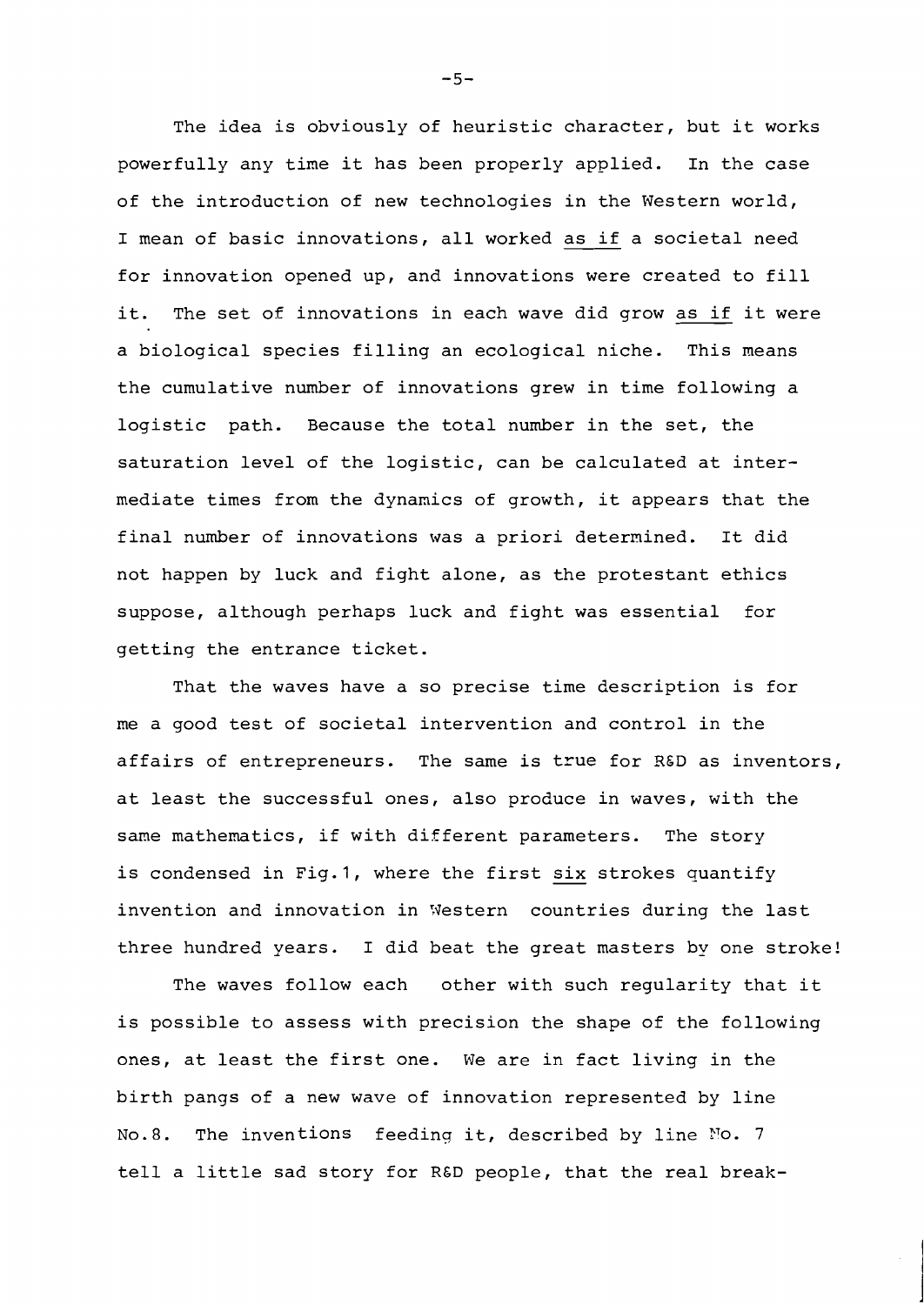The idea is obviously of heuristic character, but it works powerfully any time it has been properly applied. In the case of the introduction of new technologies in the Western world, I mean of basic innovations, all worked <u>as if</u> a societal need for innovation opened up, and innovations were created to fill it. The set of innovations in each wave did grow <u>as if</u> it were a biological species filling an ecological niche. This means the cumulative number of innovations grew in time following a logistic path. Because the total number in the set, the saturation level of the logistic, can be calculated at intermediate times from the dynamics of growth, it appears that the final number of innovations was a priori determined. It did not happen by luck and fight alone, as the protestant ethics suppose, although perhaps luck and fight was essential for getting the entrance ticket.

That the waves have a so precise time description is for me a good test of societal intervention and control in the affairs of entrepreneurs. The same is true for R&D as inventors, at least the successful ones, also produce in waves, with the same mathematics, if with different parameters. The story is condensed in Fig.1, where the first <u>six</u> strokes quantify invention and innovation in Western countries during the last three hundred years. I did beat the great masters by one stroke!

The waves follow each other with such regularity that it is possible to assess with precision the shape of the following ones, at least the first one. We are in fact living in the birth pangs of a new wave of innovation represented by line No.8. The inventions feeding it, described by line No. 7 tell a little sad story for R&D people, that the real break-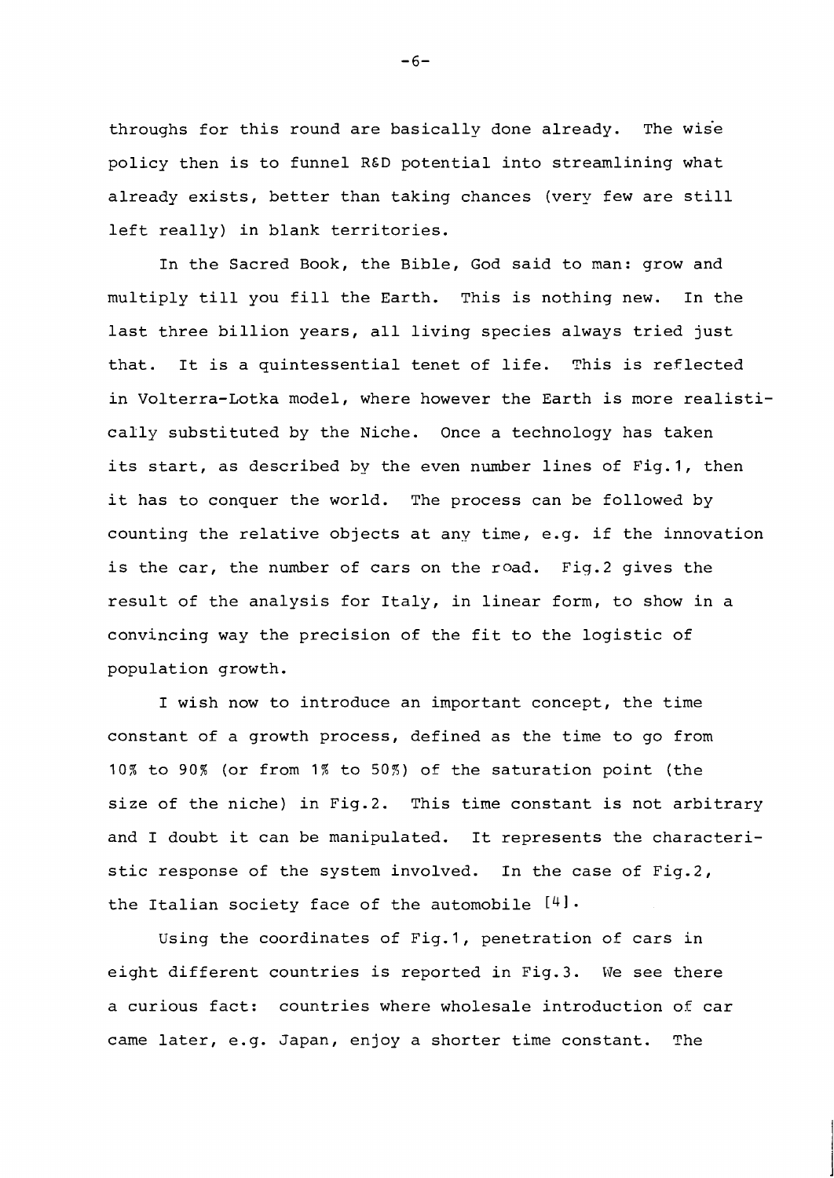throughs for this round are basically done already. The wise policy then is to funnel R&D potential into streamlining what already exists, better than taking chances (very few are still left really) in blank territories.

In the Sacred Book, the Bible, God said to man: grow and multiply till you fill the Earth. This is nothing new. In the last three billion years, all living species always tried just that. It is a quintessential tenet of life. This is reflected in Volterra-Lotka model, where however the Earth is more realistically substituted by the Niche. Once a technology has taken its start, as described by the even number lines of Fig.1, then it has to conquer the world. The process can be followed by counting the relative objects at any time, e.g. if the innovation is the car, the number of cars on the road. Fig.2 gives the result of the analysis for Italy, in linear form, to show in a convincing way the precision of the fit to the logistic of population growth.

I wish now to introduce an important concept, the time constant of a growth process, defined as the time to go from 10% to 90% (or from 1% to 50%) of the saturation point (the size of the niche) in Fig.2. This time constant is not arbitrary and I doubt it can be manipulated. It represents the characteristic response of the system involved. In the case of Fig.2, the Italian society face of the automobile [4].

Using the coordinates of Fig.1, penetration of cars in eight different countries is reported in Fig.3. We see there a curious fact: countries where wholesale introduction of car came later, e.g. Japan, enjoy a shorter time constant. The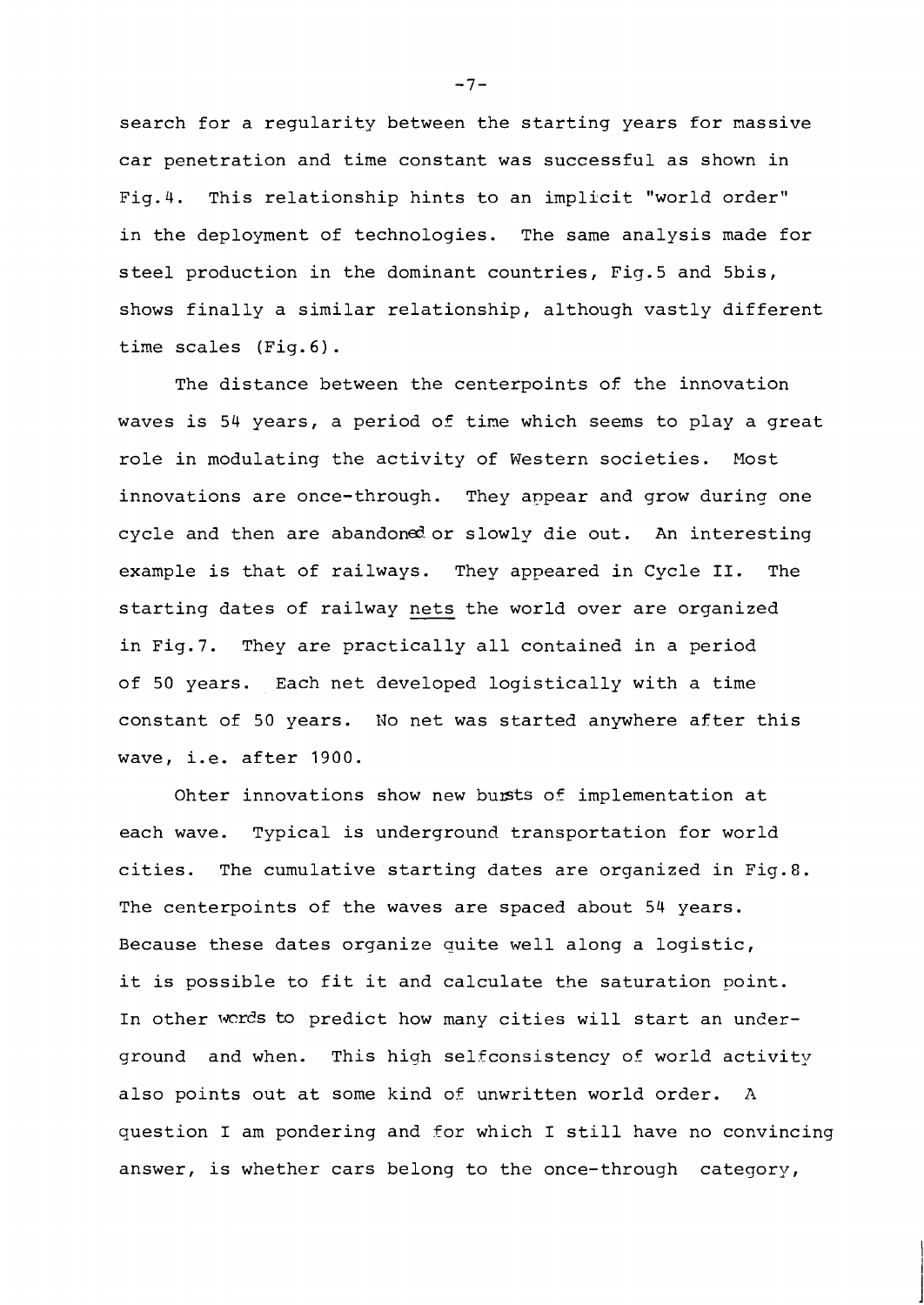search for a regularity between the starting years for massive car penetration and time constant was successful as shown in Fig.4. This relationship hints to an implicit "world order" in the deployment of technologies. The same analysis made for steel production in the dominant countries, Fig.5 and 5bis, shows finally a similar relationship, although vastly different time scales (Fig.6).

The distance between the centerpoints of the innovation waves is 54 years, a period of time which seems to play a great role in modulating the activity of Western societies. Most innovations are once-through. They appear and grow during one cycle and then are abandoned or slowly die out. An interesting example is that of railways. They appeared in Cycle II. The starting dates of railway <u>nets</u> the world over are organized in Fig.7. They are practically all contained in a period of 50 years. Each net developed logistically with a time constant of 50 years. No net was started anywhere after this wave, i.e. after 1900.

Ohter innovations show new bursts of implementation at each wave. Typical is underground transportation for world cities. The cumulative starting dates are organized in Fig.8. The centerpoints of the waves are spaced about 54 years. Because these dates organize quite well along a logistic, it is possible to fit it and calculate the saturation point. In other words to predict how many cities will start an underground and when. This high selfconsistency of world activity also points out at some kind of unwritten world order. A question I am pondering and for which I still have no convincing answer, is whether cars belong to the once-through category,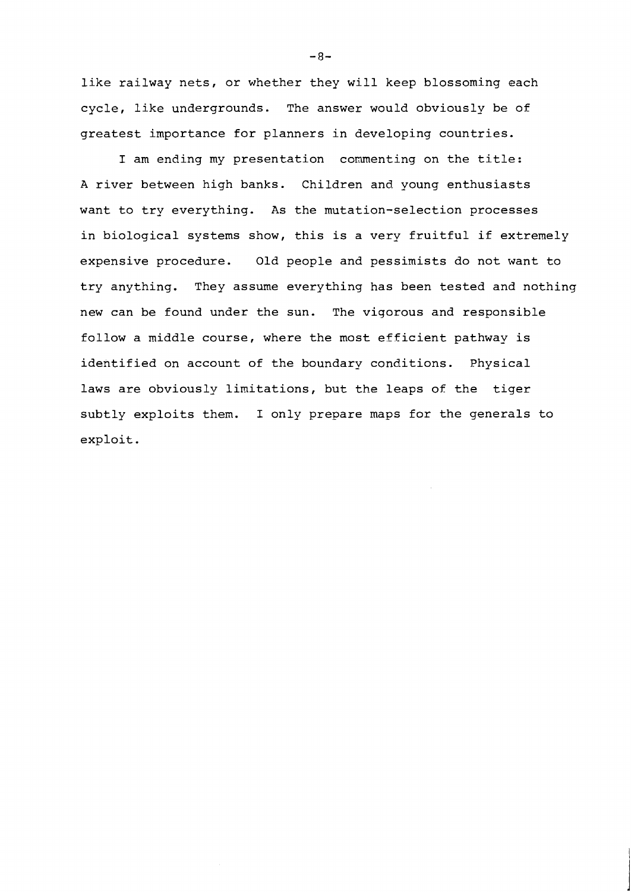like railway nets, or whether they will keep blossoming each cycle, like undergrounds. The answer would obviously be of greatest importance for planners in developing countries.

I am ending my presentation commenting on the title: A river between high banks. Children and young enthusiasts want to try everything. As the mutation-selection processes in biological systems show, this is a very fruitful if extremely expensive procedure. Old people and pessimists do not want to try anything. They assume everything has been tested and nothing new can be found under the sun. The vigorous and responsible follow a middle course, where the most efficient pathway is identified on account of the boundary conditions. Physical laws are obviously limitations, but the leaps of the tiger subtly exploits them. I only prepare maps for the generals to exploit.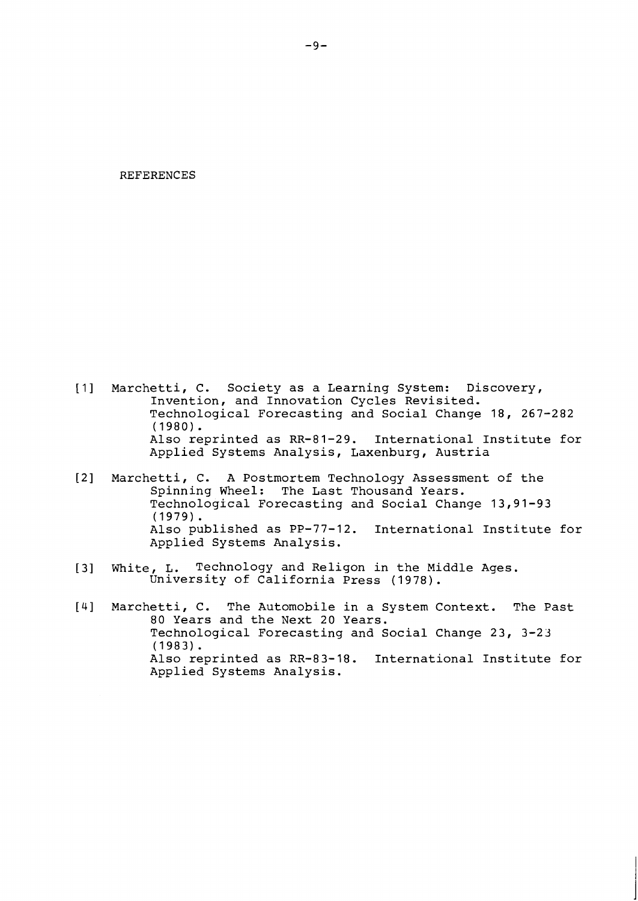# REFERENCES

[1] Marchetti, C. Society as a Learning System: Discovery, Invention, and Innovation Cycles Revisited. Technological Forecasting and Social Change 18, 267-282 (1980). Also reprinted as RR-81-29. International Institute for Applied Systems Analysis, Laxenburg, Austria

[2] Marchetti, C. A Postmortem Technology Assessment of the Spinning Wheel: The Last Thousand Years. Technological Forecasting and Social Change 13,91-93 (1979). Also published as PP-77-12. International Institute for Applied Systems Analysis.

[3] White, L. Technology and Religon in the Middle Ages. University of California Press (1978).

[4] Marchetti, C. The Automobile in a System Context. The Past 80 Years and the Next 20 Years. Technological Forecasting and Social Change 23, 3-23 (1983). Also reprinted as RR-83-18. International Institute for Applied Systems Analysis.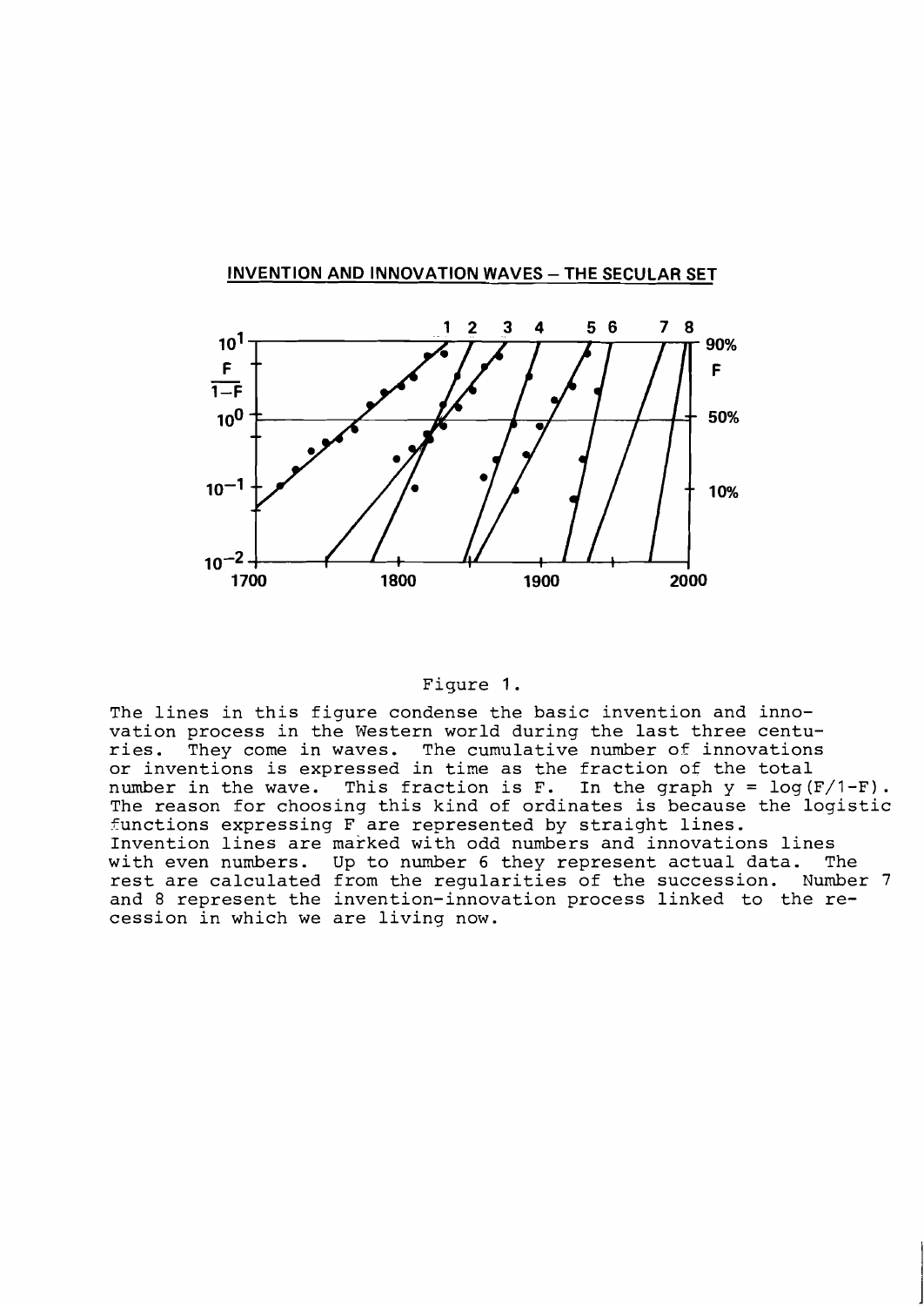INVENTION AND INNOVATION WAVES – THE SECULAR SET

Figure 1.

The lines in this figure condense the basic invention and innovation process in the Western world during the last three centuries. They come in waves. The cumulative number of innovations or inventions is expressed in time as the fraction of the total number in the wave. This fraction is F. In the graph $y = \log(F/1-F)$. The reason for choosing this kind of ordinates is because the logistic functions expressing F are represented by straight lines. Invention lines are marked with odd numbers and innovations lines with even numbers. Up to number 6 they represent actual data. The rest are calculated from the regularities of the succession. Number 7 and 8 represent the invention-innovation process linked to the recession in which we are living now.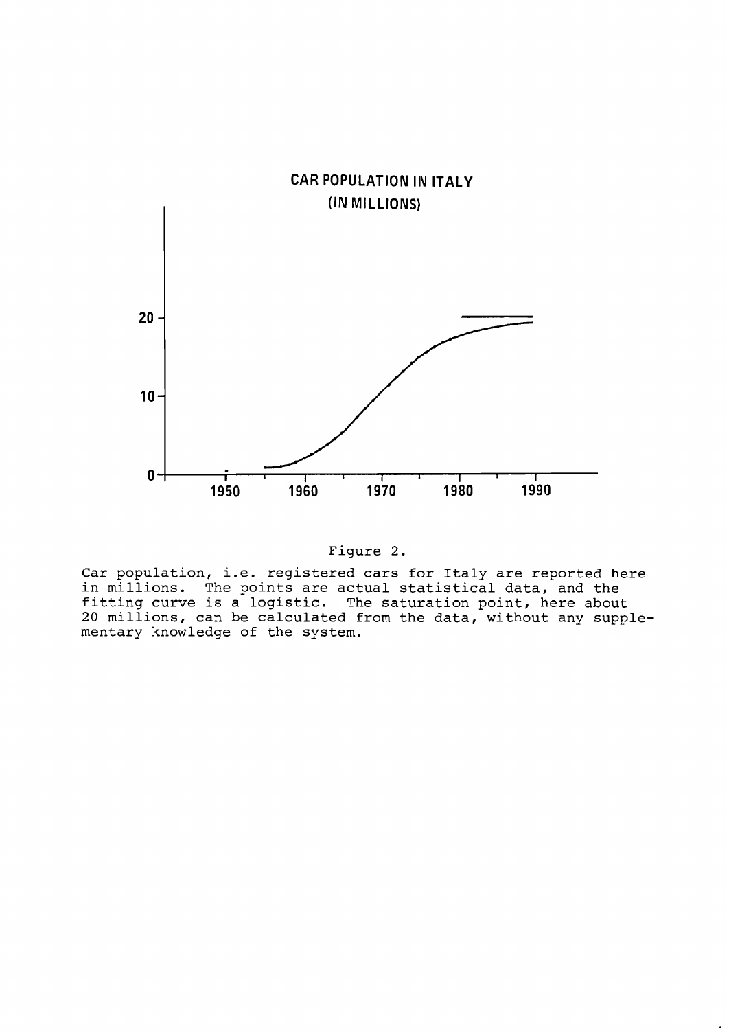CAR POPULATION IN ITALY
(IN MILLIONS)

Figure 2.

Car population, i.e. registered cars for Italy are reported here in millions. The points are actual statistical data, and the fitting curve is a logistic. The saturation point, here about 20 millions, can be calculated from the data, without any supplementary knowledge of the system.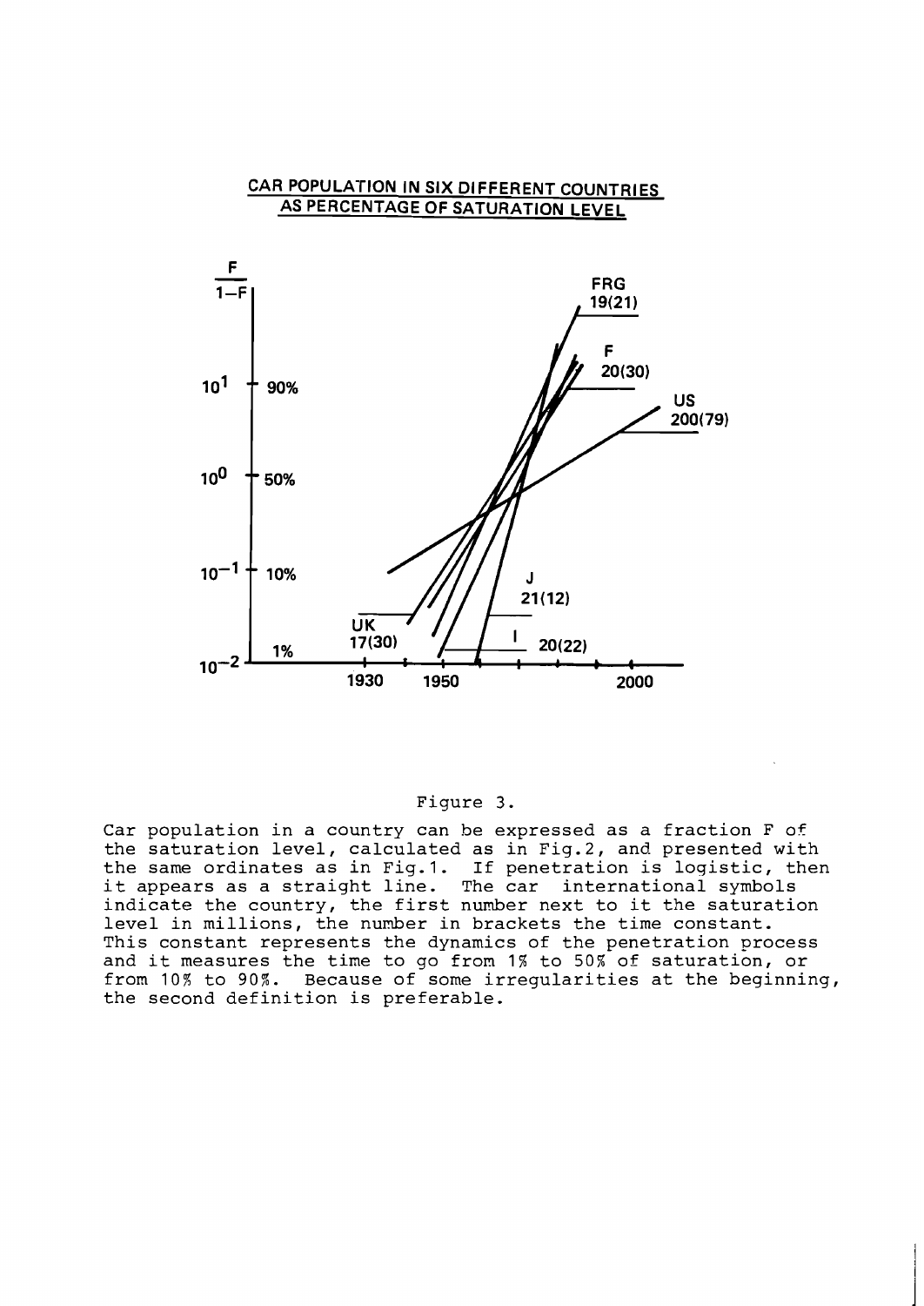CAR POPULATION IN SIX DIFFERENT COUNTRIES AS PERCENTAGE OF SATURATION LEVEL

Figure 3.

Car population in a country can be expressed as a fraction F of the saturation level, calculated as in Fig.2, and presented with the same ordinates as in Fig.1. If penetration is logistic, then it appears as a straight line. The car international symbols indicate the country, the first number next to it the saturation level in millions, the number in brackets the time constant. This constant represents the dynamics of the penetration process and it measures the time to go from 1% to 50% of saturation, or from 10% to 90%. Because of some irregularities at the beginning, the second definition is preferable.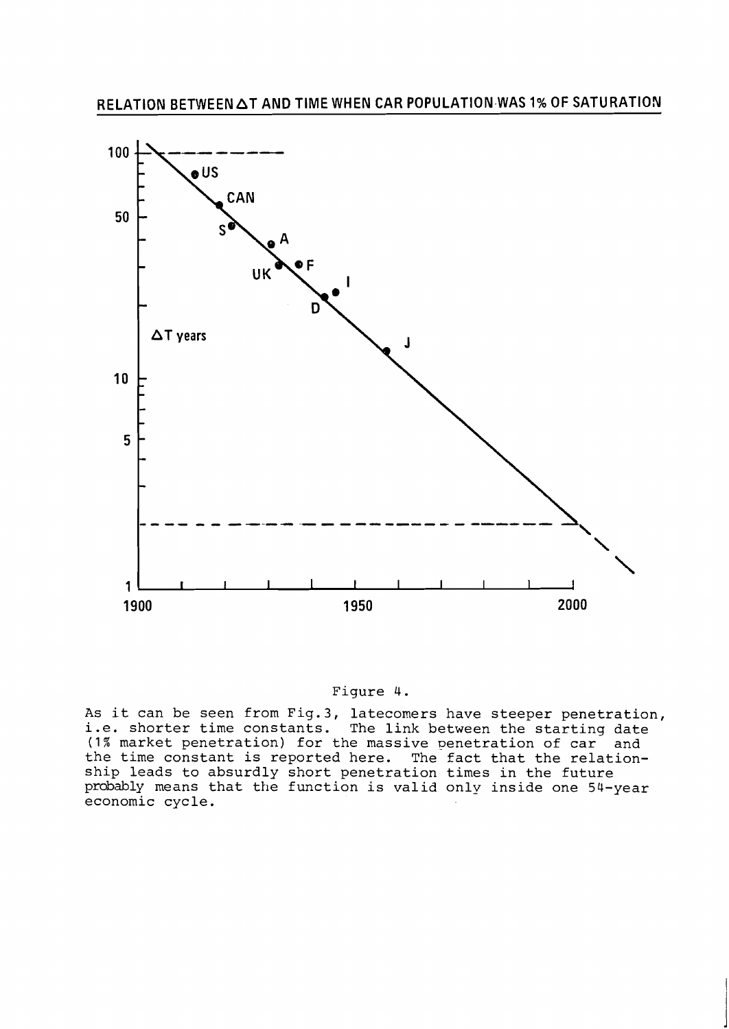RELATION BETWEEN $\Delta T$ AND TIME WHEN CAR POPULATION WAS 1% OF SATURATION

Figure 4.

As it can be seen from Fig.3, latecomers have steeper penetration, i.e. shorter time constants. The link between the starting date (1% market penetration) for the massive penetration of car and the time constant is reported here. The fact that the relationship leads to absurdly short penetration times in the future probably means that the function is valid only inside one 54-year economic cycle.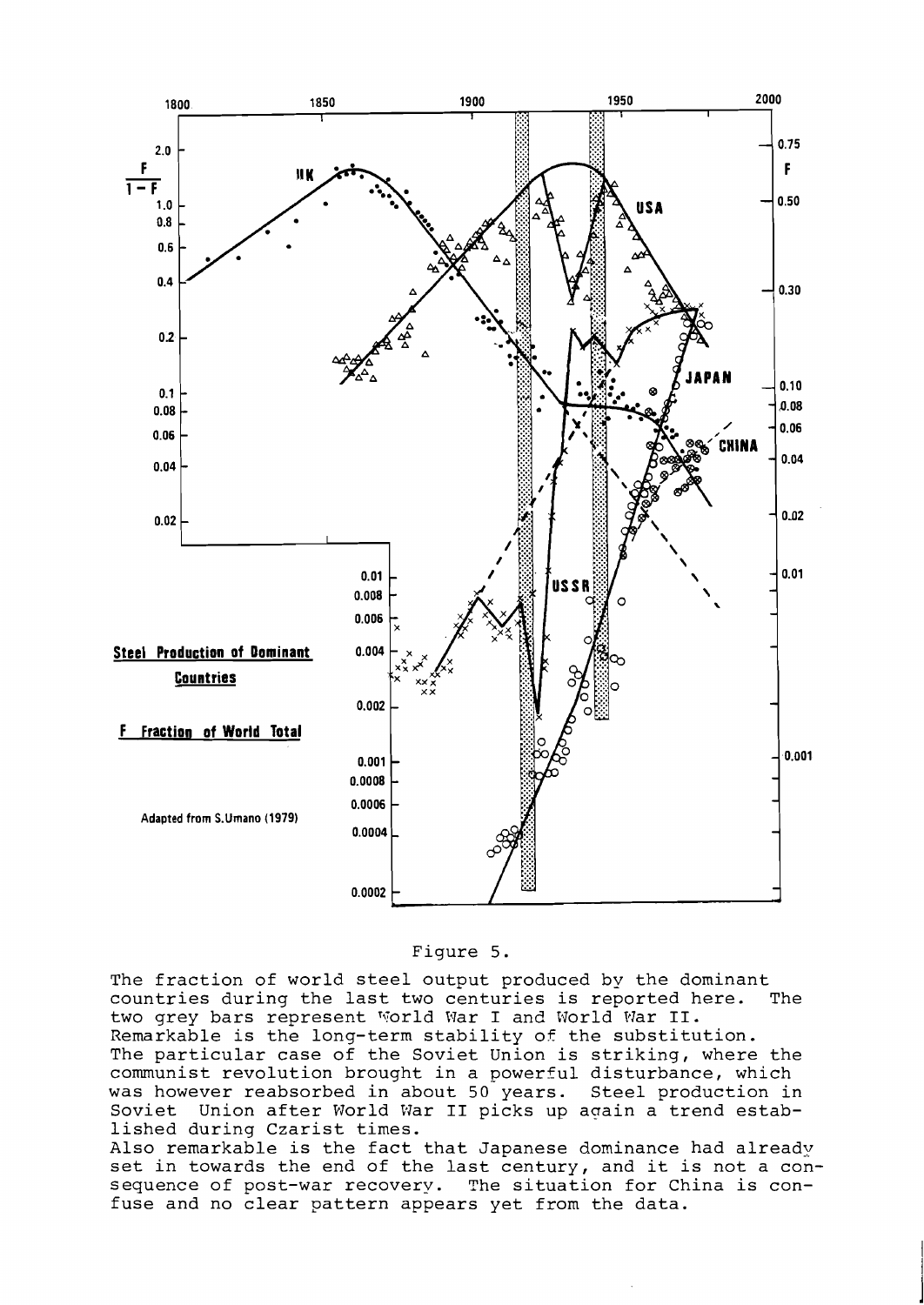Figure 5.

The fraction of world steel output produced by the dominant countries during the last two centuries is reported here. The two grey bars represent World War I and World War II. Remarkable is the long-term stability of the substitution. The particular case of the Soviet Union is striking, where the communist revolution brought in a powerful disturbance, which was however reabsorbed in about 50 years. Steel production in Soviet Union after World War II picks up again a trend established during Czarist times.
Also remarkable is the fact that Japanese dominance had already set in towards the end of the last century, and it is not a consequence of post-war recovery. The situation for China is confuse and no clear pattern appears yet from the data.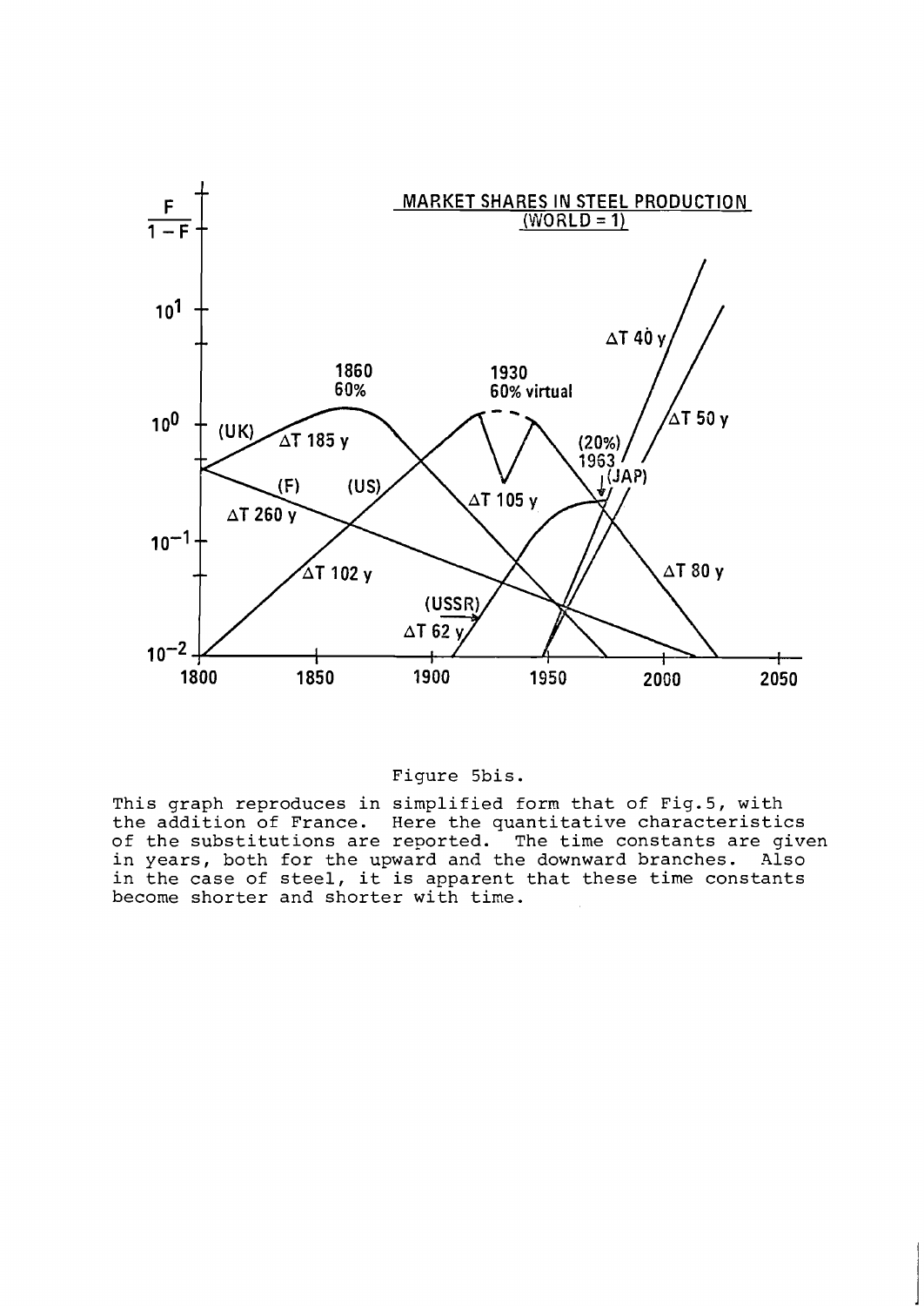Figure 5bis.

This graph reproduces in simplified form that of Fig.5, with the addition of France. Here the quantitative characteristics of the substitutions are reported. The time constants are given in years, both for the upward and the downward branches. Also in the case of steel, it is apparent that these time constants become shorter and shorter with time.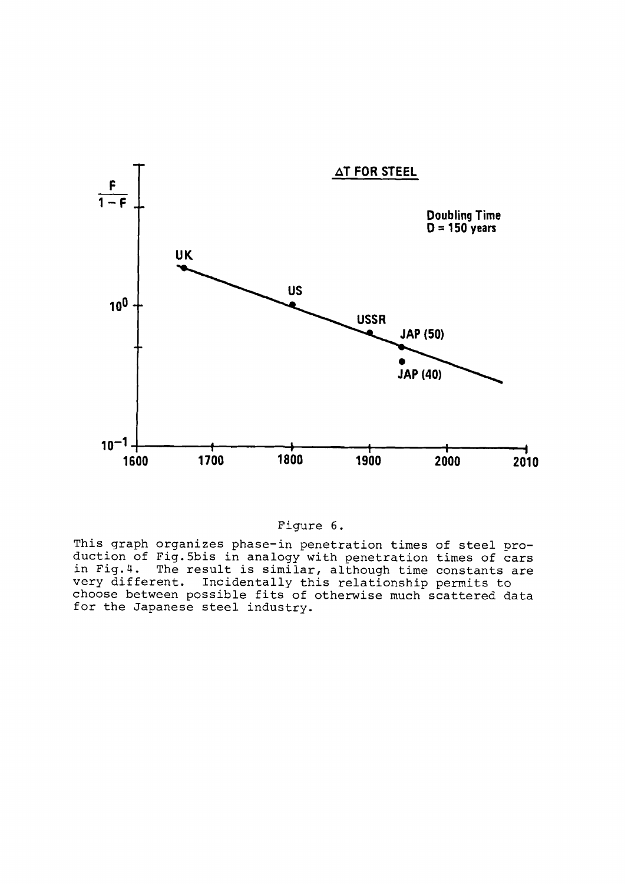Figure 6.

This graph organizes phase-in penetration times of steel production of Fig.5bis in analogy with penetration times of cars in Fig.4. The result is similar, although time constants are very different. Incidentally this relationship permits to choose between possible fits of otherwise much scattered data for the Japanese steel industry.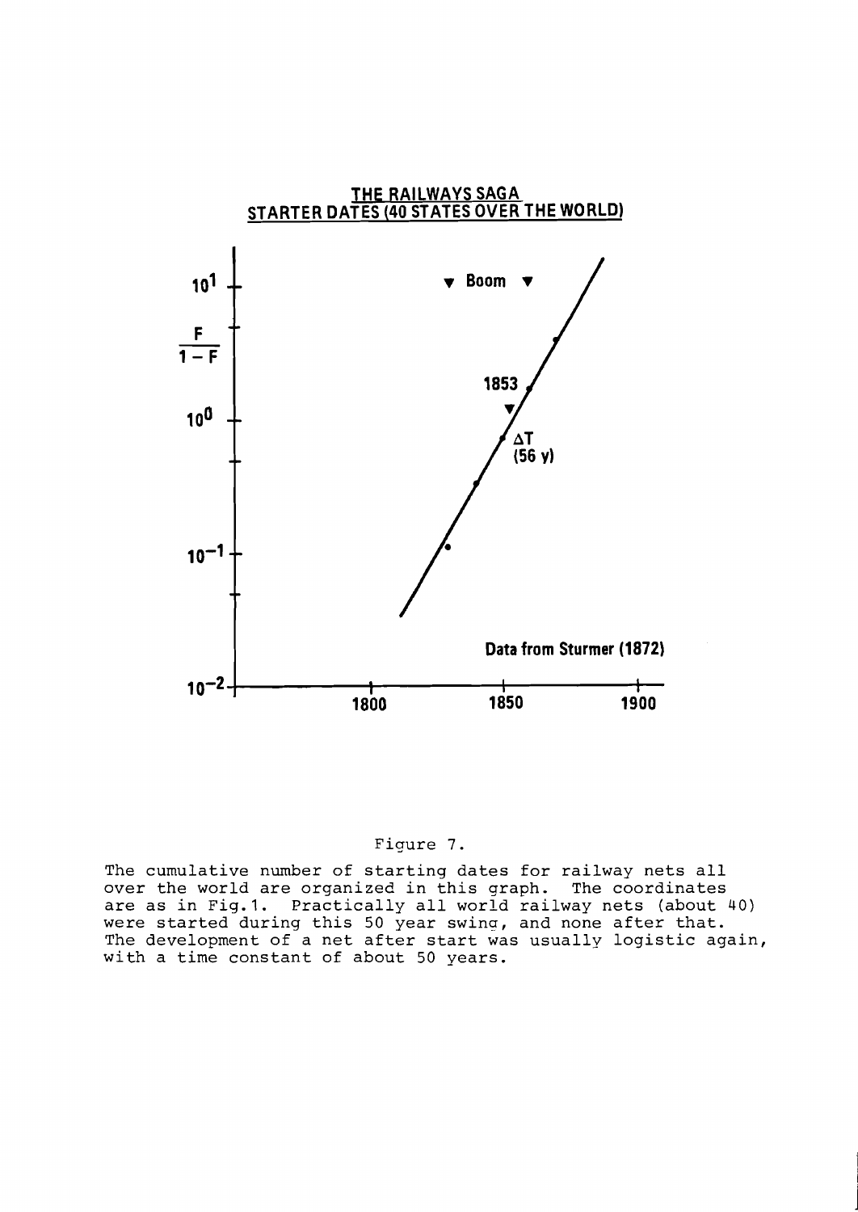Figure 7.

The cumulative number of starting dates for railway nets all over the world are organized in this graph. The coordinates are as in Fig.1. Practically all world railway nets (about 40) were started during this 50 year swing, and none after that. The development of a net after start was usually logistic again, with a time constant of about 50 years.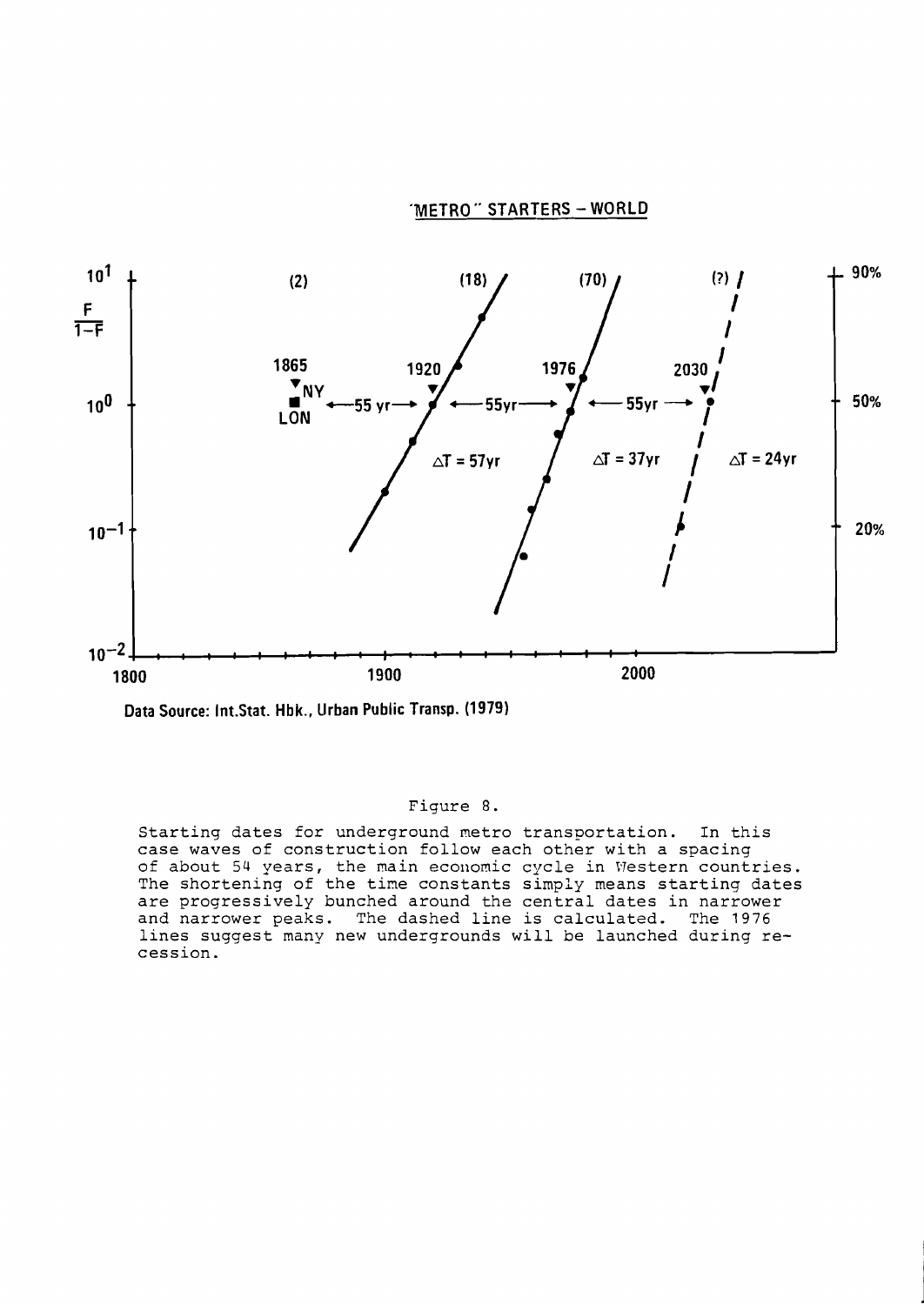"METRO" STARTERS – WORLD

$10^1$

$\frac{F}{1-F}$

$10^0$

$10^{-1}$

$10^{-2}$

90%

50%

20%

(2)

(18)

(70)

(?)

1865

NY

LON

1920

1976

2030

55 yr

55yr

55yr

$\Delta T$ = 57yr

$\Delta T$ = 37yr

$\Delta T$ = 24yr

1800

1900

2000

Data Source: Int.Stat. Hbk., Urban Public Transp. (1979)

Figure 8.

Starting dates for underground metro transportation. In this case waves of construction follow each other with a spacing of about 54 years, the main economic cycle in Western countries. The shortening of the time constants simply means starting dates are progressively bunched around the central dates in narrower and narrower peaks. The dashed line is calculated. The 1976 lines suggest many new undergrounds will be launched during recession.